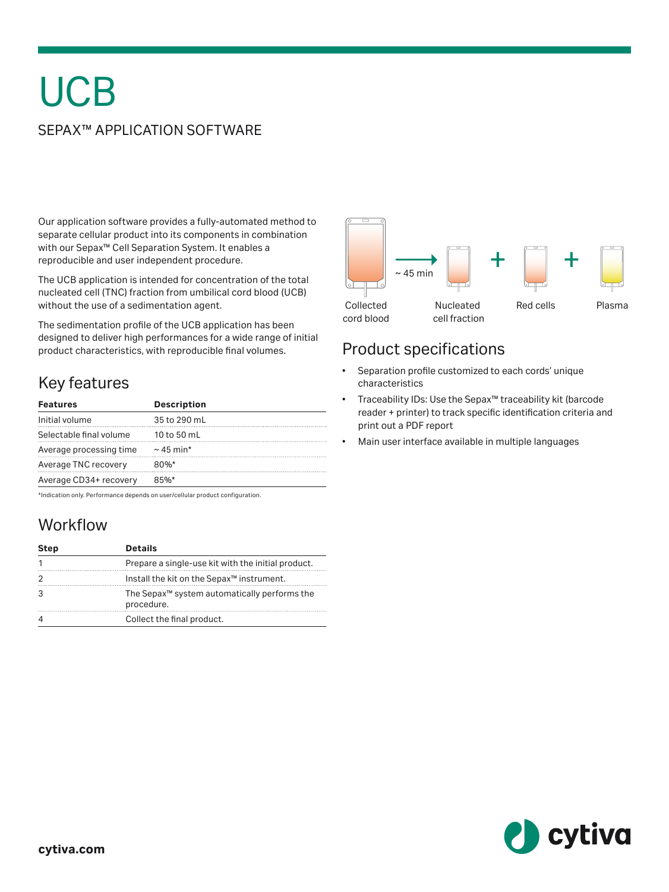# UCB

## SEPAX™ APPLICATION SOFTWARE

Our application software provides a fully-automated method to separate cellular product into its components in combination with our Sepax™ Cell Separation System. It enables a reproducible and user independent procedure.

The UCB application is intended for concentration of the total nucleated cell (TNC) fraction from umbilical cord blood (UCB) without the use of a sedimentation agent.

The sedimentation profile of the UCB application has been designed to deliver high performances for a wide range of initial product characteristics, with reproducible final volumes.

Collected cord blood → ~ 45 min → Nucleated cell fraction + Red cells + Plasma

## Key features

| Features | Description |
|---|---|
| Initial volume | 35 to 290 mL |
| Selectable final volume | 10 to 50 mL |
| Average processing time | ~ 45 min* |
| Average TNC recovery | 80%* |
| Average CD34+ recovery | 85%* |

*Indication only. Performance depends on user/cellular product configuration.

## Workflow

| Step | Details |
|---|---|
| 1 | Prepare a single-use kit with the initial product. |
| 2 | Install the kit on the Sepax™ instrument. |
| 3 | The Sepax™ system automatically performs the procedure. |
| 4 | Collect the final product. |

## Product specifications

- Separation profile customized to each cords' unique characteristics
- Traceability IDs: Use the Sepax™ traceability kit (barcode reader + printer) to track specific identification criteria and print out a PDF report
- Main user interface available in multiple languages

cytiva.com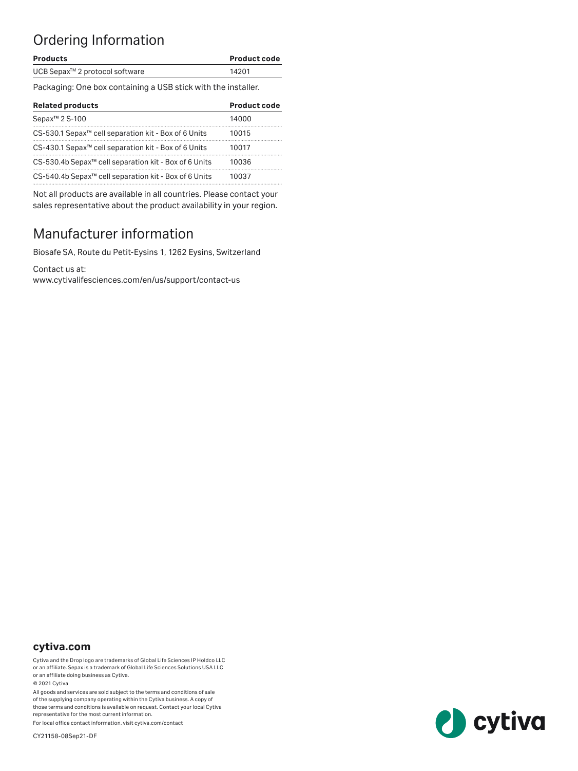## Ordering Information

| Products | Product code |
|---|---|
| UCB Sepax™ 2 protocol software | 14201 |

Packaging: One box containing a USB stick with the installer.

| Related products | Product code |
|---|---|
| Sepax™ 2 S-100 | 14000 |
| CS-530.1 Sepax™ cell separation kit - Box of 6 Units | 10015 |
| CS-430.1 Sepax™ cell separation kit - Box of 6 Units | 10017 |
| CS-530.4b Sepax™ cell separation kit - Box of 6 Units | 10036 |
| CS-540.4b Sepax™ cell separation kit - Box of 6 Units | 10037 |

Not all products are available in all countries. Please contact your sales representative about the product availability in your region.

## Manufacturer information

Biosafe SA, Route du Petit-Eysins 1, 1262 Eysins, Switzerland

Contact us at:
www.cytivalifesciences.com/en/us/support/contact-us

**cytiva.com**

Cytiva and the Drop logo are trademarks of Global Life Sciences IP Holdco LLC or an affiliate. Sepax is a trademark of Global Life Sciences Solutions USA LLC or an affiliate doing business as Cytiva.

© 2021 Cytiva

All goods and services are sold subject to the terms and conditions of sale of the supplying company operating within the Cytiva business. A copy of those terms and conditions is available on request. Contact your local Cytiva representative for the most current information.

For local office contact information, visit cytiva.com/contact

CY21158-08Sep21-DF